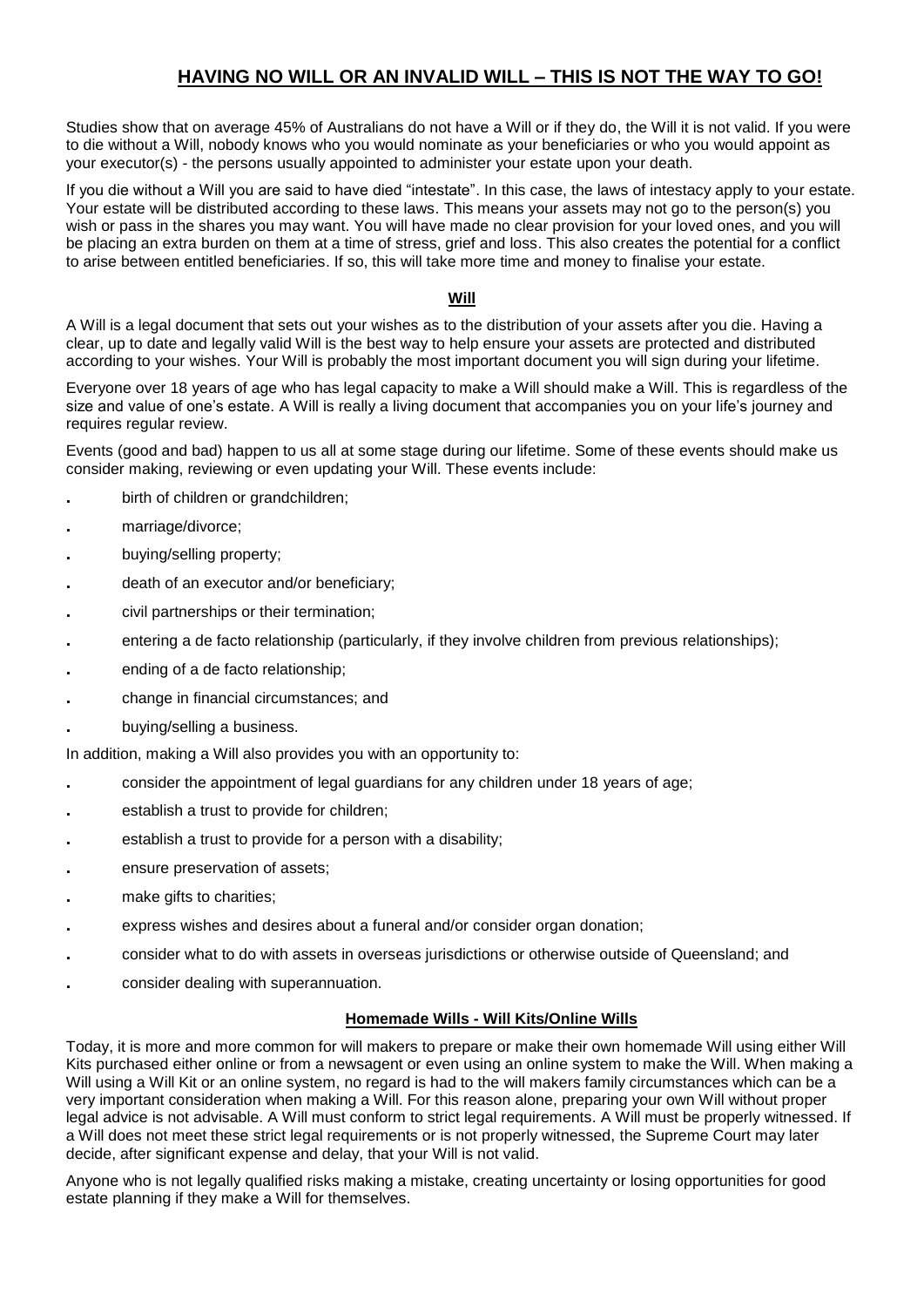# **HAVING NO WILL OR AN INVALID WILL – THIS IS NOT THE WAY TO GO!**

Studies show that on average 45% of Australians do not have a Will or if they do, the Will it is not valid. If you were to die without a Will, nobody knows who you would nominate as your beneficiaries or who you would appoint as your executor(s) - the persons usually appointed to administer your estate upon your death.

If you die without a Will you are said to have died "intestate". In this case, the laws of intestacy apply to your estate. Your estate will be distributed according to these laws. This means your assets may not go to the person(s) you wish or pass in the shares you may want. You will have made no clear provision for your loved ones, and you will be placing an extra burden on them at a time of stress, grief and loss. This also creates the potential for a conflict to arise between entitled beneficiaries. If so, this will take more time and money to finalise your estate.

## **Will**

A Will is a legal document that sets out your wishes as to the distribution of your assets after you die. Having a clear, up to date and legally valid Will is the best way to help ensure your assets are protected and distributed according to your wishes. Your Will is probably the most important document you will sign during your lifetime.

Everyone over 18 years of age who has legal capacity to make a Will should make a Will. This is regardless of the size and value of one's estate. A Will is really a living document that accompanies you on your life's journey and requires regular review.

Events (good and bad) happen to us all at some stage during our lifetime. Some of these events should make us consider making, reviewing or even updating your Will. These events include:

- birth of children or grandchildren;
- marriage/divorce;
- buying/selling property;
- death of an executor and/or beneficiary;
- civil partnerships or their termination;
- entering a de facto relationship (particularly, if they involve children from previous relationships);
- ending of a de facto relationship;
- change in financial circumstances; and
- buying/selling a business.

In addition, making a Will also provides you with an opportunity to:

- consider the appointment of legal guardians for any children under 18 years of age;
- establish a trust to provide for children;
- establish a trust to provide for a person with a disability;
- ensure preservation of assets;
- make gifts to charities;
- express wishes and desires about a funeral and/or consider organ donation;
- consider what to do with assets in overseas jurisdictions or otherwise outside of Queensland; and
- consider dealing with superannuation.

## **Homemade Wills - Will Kits/Online Wills**

Today, it is more and more common for will makers to prepare or make their own homemade Will using either Will Kits purchased either online or from a newsagent or even using an online system to make the Will. When making a Will using a Will Kit or an online system, no regard is had to the will makers family circumstances which can be a very important consideration when making a Will. For this reason alone, preparing your own Will without proper legal advice is not advisable. A Will must conform to strict legal requirements. A Will must be properly witnessed. If a Will does not meet these strict legal requirements or is not properly witnessed, the Supreme Court may later decide, after significant expense and delay, that your Will is not valid.

Anyone who is not legally qualified risks making a mistake, creating uncertainty or losing opportunities for good estate planning if they make a Will for themselves.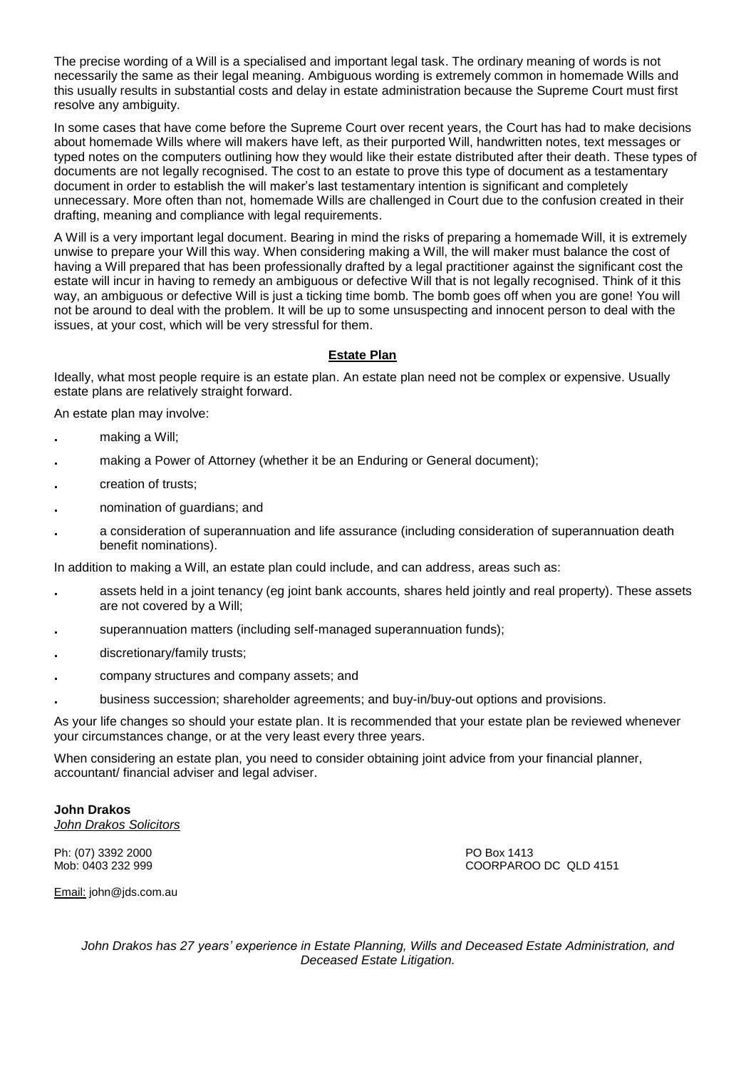The precise wording of a Will is a specialised and important legal task. The ordinary meaning of words is not necessarily the same as their legal meaning. Ambiguous wording is extremely common in homemade Wills and this usually results in substantial costs and delay in estate administration because the Supreme Court must first resolve any ambiguity.

In some cases that have come before the Supreme Court over recent years, the Court has had to make decisions about homemade Wills where will makers have left, as their purported Will, handwritten notes, text messages or typed notes on the computers outlining how they would like their estate distributed after their death. These types of documents are not legally recognised. The cost to an estate to prove this type of document as a testamentary document in order to establish the will maker's last testamentary intention is significant and completely unnecessary. More often than not, homemade Wills are challenged in Court due to the confusion created in their drafting, meaning and compliance with legal requirements.

A Will is a very important legal document. Bearing in mind the risks of preparing a homemade Will, it is extremely unwise to prepare your Will this way. When considering making a Will, the will maker must balance the cost of having a Will prepared that has been professionally drafted by a legal practitioner against the significant cost the estate will incur in having to remedy an ambiguous or defective Will that is not legally recognised. Think of it this way, an ambiguous or defective Will is just a ticking time bomb. The bomb goes off when you are gone! You will not be around to deal with the problem. It will be up to some unsuspecting and innocent person to deal with the issues, at your cost, which will be very stressful for them.

## Estate Plan

Ideally, what most people require is an estate plan. An estate plan need not be complex or expensive. Usually estate plans are relatively straight forward.

An estate plan may involve:

- making a Will;
- making a Power of Attorney (whether it be an Enduring or General document);
- creation of trusts;
- nomination of guardians; and
- a consideration of superannuation and life assurance (including consideration of superannuation death benefit nominations).

In addition to making a Will, an estate plan could include, and can address, areas such as:

- assets held in a joint tenancy (eg joint bank accounts, shares held jointly and real property). These assets are not covered by a Will;
- superannuation matters (including self-managed superannuation funds);
- discretionary/family trusts;
- company structures and company assets; and
- business succession; shareholder agreements; and buy-in/buy-out options and provisions.

As your life changes so should your estate plan. It is recommended that your estate plan be reviewed whenever your circumstances change, or at the very least every three years.

When considering an estate plan, you need to consider obtaining joint advice from your financial planner, accountant/ financial adviser and legal adviser.

**John Drakos**
*John Drakos Solicitors*

Ph: (07) 3392 2000
Mob: 0403 232 999

Email: john@jds.com.au

PO Box 1413
COORPAROO DC QLD 4151

*John Drakos has 27 years' experience in Estate Planning, Wills and Deceased Estate Administration, and Deceased Estate Litigation.*